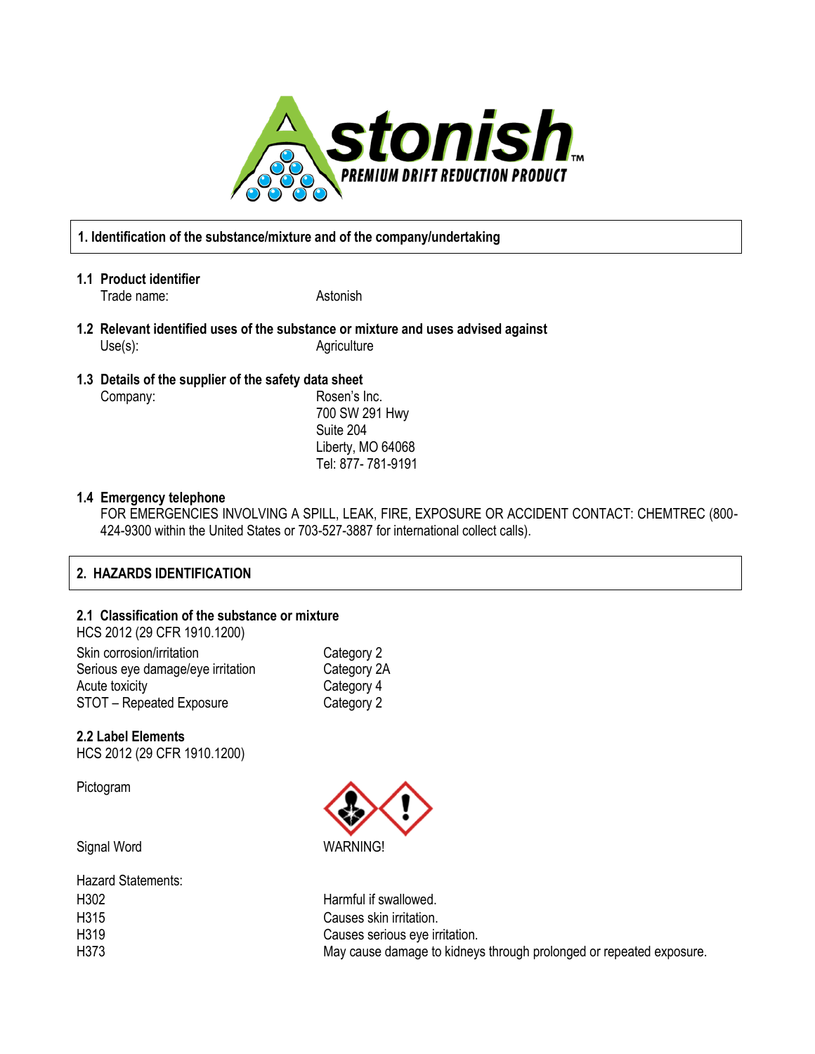Astonish™
PREMIUM DRIFT REDUCTION PRODUCT

## 1. Identification of the substance/mixture and of the company/undertaking

**1.1 Product identifier**

Trade name: Astonish

**1.2 Relevant identified uses of the substance or mixture and uses advised against**

Use(s): Agriculture

**1.3 Details of the supplier of the safety data sheet**

Company: Rosen's Inc.
700 SW 291 Hwy
Suite 204
Liberty, MO 64068
Tel: 877- 781-9191

**1.4 Emergency telephone**

FOR EMERGENCIES INVOLVING A SPILL, LEAK, FIRE, EXPOSURE OR ACCIDENT CONTACT: CHEMTREC (800-424-9300 within the United States or 703-527-3887 for international collect calls).

## 2. HAZARDS IDENTIFICATION

**2.1 Classification of the substance or mixture**

HCS 2012 (29 CFR 1910.1200)

| | |
|---|---|
| Skin corrosion/irritation | Category 2 |
| Serious eye damage/eye irritation | Category 2A |
| Acute toxicity | Category 4 |
| STOT – Repeated Exposure | Category 2 |

**2.2 Label Elements**

HCS 2012 (29 CFR 1910.1200)

Pictogram

Signal Word: WARNING!

Hazard Statements:

| | |
|---|---|
| H302 | Harmful if swallowed. |
| H315 | Causes skin irritation. |
| H319 | Causes serious eye irritation. |
| H373 | May cause damage to kidneys through prolonged or repeated exposure. |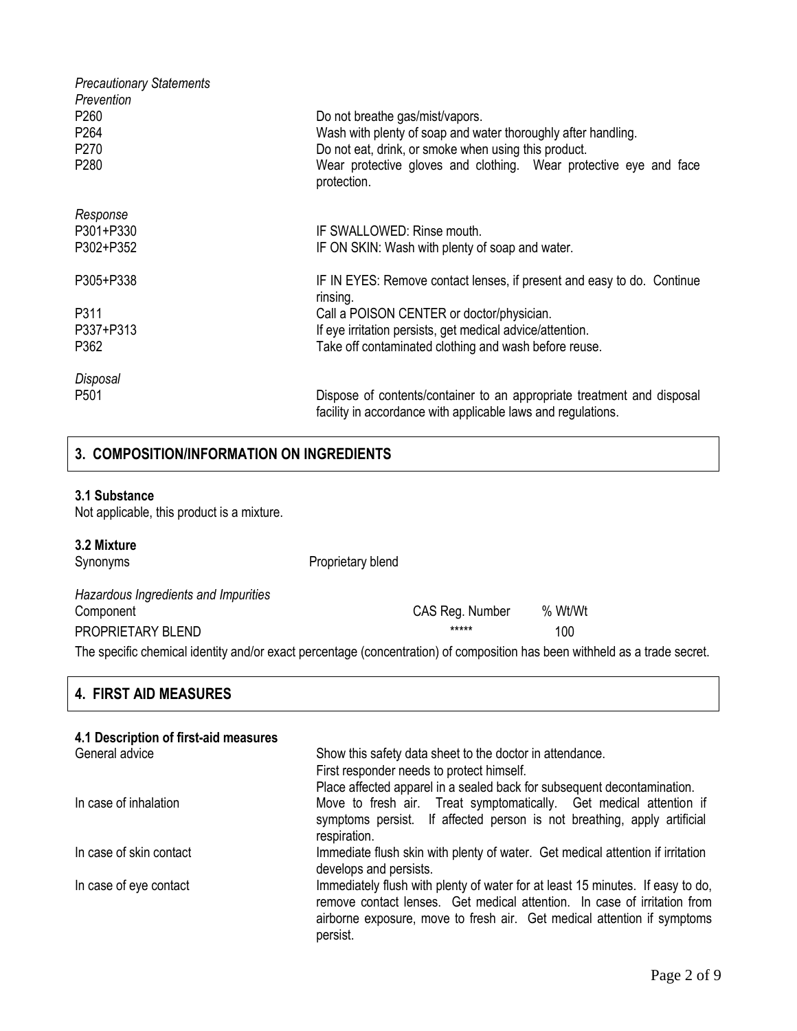*Precautionary Statements*

*Prevention*

| | |
|---|---|
| P260 | Do not breathe gas/mist/vapors. |
| P264 | Wash with plenty of soap and water thoroughly after handling. |
| P270 | Do not eat, drink, or smoke when using this product. |
| P280 | Wear protective gloves and clothing. Wear protective eye and face protection. |

*Response*

| | |
|---|---|
| P301+P330 | IF SWALLOWED: Rinse mouth. |
| P302+P352 | IF ON SKIN: Wash with plenty of soap and water. |
| P305+P338 | IF IN EYES: Remove contact lenses, if present and easy to do. Continue rinsing. |
| P311 | Call a POISON CENTER or doctor/physician. |
| P337+P313 | If eye irritation persists, get medical advice/attention. |
| P362 | Take off contaminated clothing and wash before reuse. |

*Disposal*

| | |
|---|---|
| P501 | Dispose of contents/container to an appropriate treatment and disposal facility in accordance with applicable laws and regulations. |

## 3. COMPOSITION/INFORMATION ON INGREDIENTS

**3.1 Substance**

Not applicable, this product is a mixture.

**3.2 Mixture**

Synonyms Proprietary blend

*Hazardous Ingredients and Impurities*

| Component | CAS Reg. Number | % Wt/Wt |
|---|---|---|
| PROPRIETARY BLEND | ***** | 100 |

The specific chemical identity and/or exact percentage (concentration) of composition has been withheld as a trade secret.

## 4. FIRST AID MEASURES

**4.1 Description of first-aid measures**

| | |
|---|---|
| General advice | Show this safety data sheet to the doctor in attendance. First responder needs to protect himself. Place affected apparel in a sealed back for subsequent decontamination. |
| In case of inhalation | Move to fresh air. Treat symptomatically. Get medical attention if symptoms persist. If affected person is not breathing, apply artificial respiration. |
| In case of skin contact | Immediate flush skin with plenty of water. Get medical attention if irritation develops and persists. |
| In case of eye contact | Immediately flush with plenty of water for at least 15 minutes. If easy to do, remove contact lenses. Get medical attention. In case of irritation from airborne exposure, move to fresh air. Get medical attention if symptoms persist. |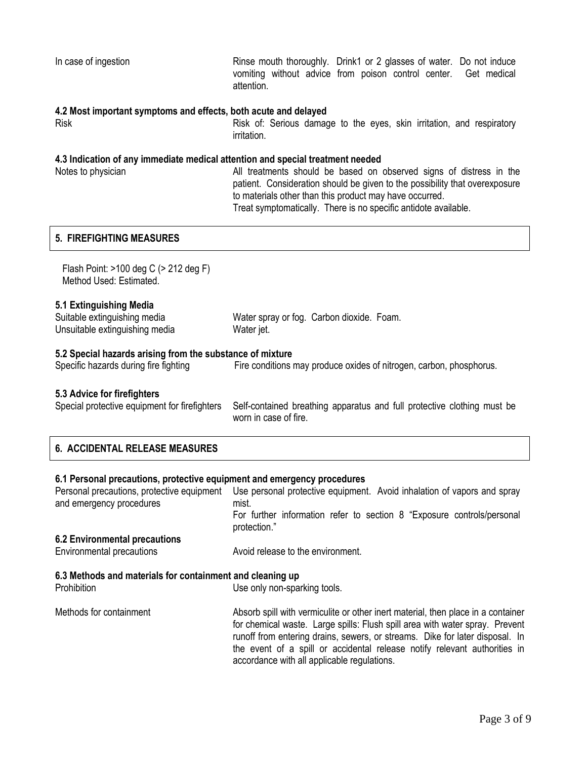| | |
|---|---|
| In case of ingestion | Rinse mouth thoroughly. Drink1 or 2 glasses of water. Do not induce vomiting without advice from poison control center. Get medical attention. |

**4.2 Most important symptoms and effects, both acute and delayed**

| | |
|---|---|
| Risk | Risk of: Serious damage to the eyes, skin irritation, and respiratory irritation. |

**4.3 Indication of any immediate medical attention and special treatment needed**

| | |
|---|---|
| Notes to physician | All treatments should be based on observed signs of distress in the patient. Consideration should be given to the possibility that overexposure to materials other than this product may have occurred. Treat symptomatically. There is no specific antidote available. |

## 5. FIREFIGHTING MEASURES

Flash Point: >100 deg C (> 212 deg F)
Method Used: Estimated.

**5.1 Extinguishing Media**

| | |
|---|---|
| Suitable extinguishing media | Water spray or fog. Carbon dioxide. Foam. |
| Unsuitable extinguishing media | Water jet. |

**5.2 Special hazards arising from the substance of mixture**

| | |
|---|---|
| Specific hazards during fire fighting | Fire conditions may produce oxides of nitrogen, carbon, phosphorus. |

**5.3 Advice for firefighters**

| | |
|---|---|
| Special protective equipment for firefighters | Self-contained breathing apparatus and full protective clothing must be worn in case of fire. |

## 6. ACCIDENTAL RELEASE MEASURES

**6.1 Personal precautions, protective equipment and emergency procedures**

| | |
|---|---|
| Personal precautions, protective equipment and emergency procedures | Use personal protective equipment. Avoid inhalation of vapors and spray mist. For further information refer to section 8 "Exposure controls/personal protection." |

**6.2 Environmental precautions**

| | |
|---|---|
| Environmental precautions | Avoid release to the environment. |

**6.3 Methods and materials for containment and cleaning up**

| | |
|---|---|
| Prohibition | Use only non-sparking tools. |
| Methods for containment | Absorb spill with vermiculite or other inert material, then place in a container for chemical waste. Large spills: Flush spill area with water spray. Prevent runoff from entering drains, sewers, or streams. Dike for later disposal. In the event of a spill or accidental release notify relevant authorities in accordance with all applicable regulations. |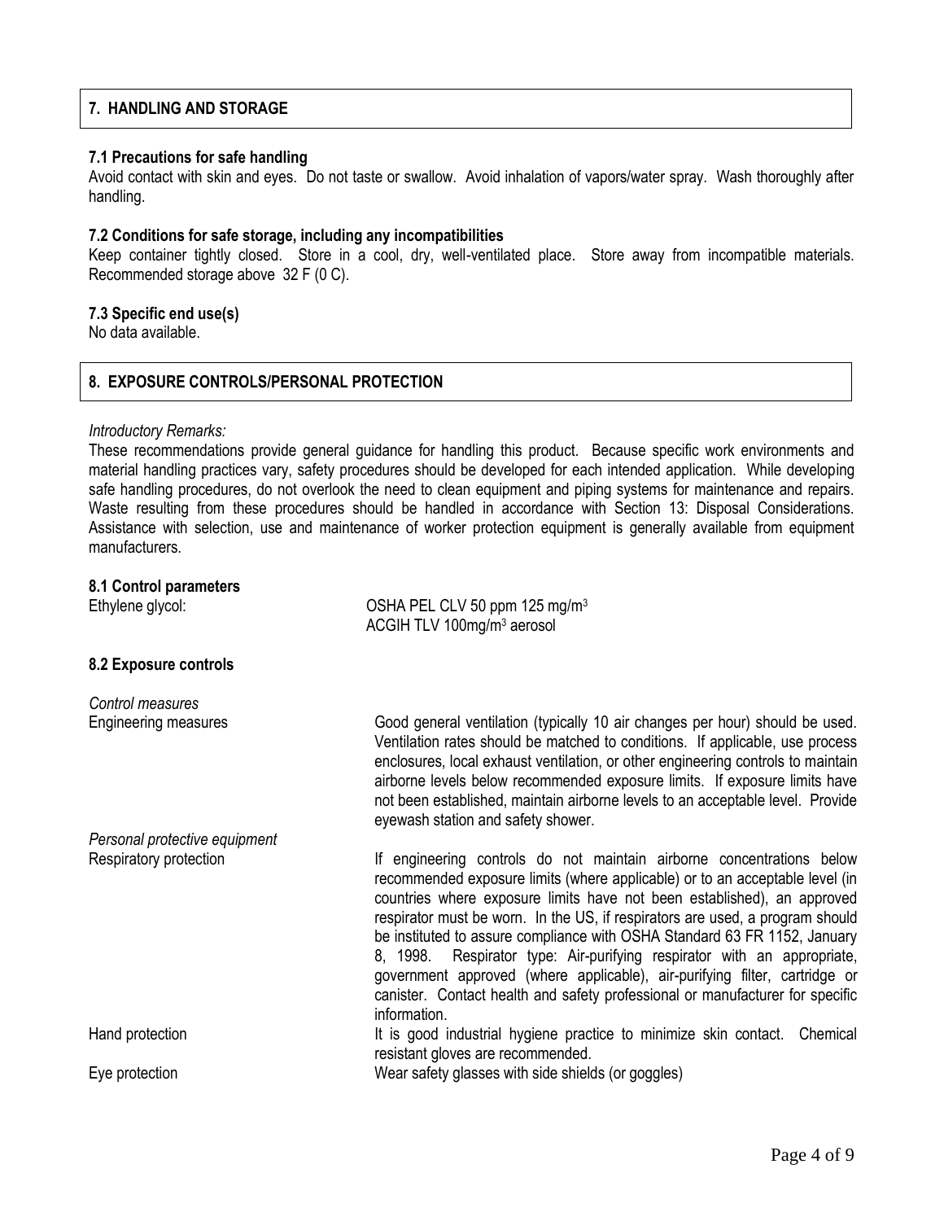## 7. HANDLING AND STORAGE

### 7.1 Precautions for safe handling

Avoid contact with skin and eyes. Do not taste or swallow. Avoid inhalation of vapors/water spray. Wash thoroughly after handling.

### 7.2 Conditions for safe storage, including any incompatibilities

Keep container tightly closed. Store in a cool, dry, well-ventilated place. Store away from incompatible materials. Recommended storage above 32 F (0 C).

### 7.3 Specific end use(s)

No data available.

## 8. EXPOSURE CONTROLS/PERSONAL PROTECTION

*Introductory Remarks:*

These recommendations provide general guidance for handling this product. Because specific work environments and material handling practices vary, safety procedures should be developed for each intended application. While developing safe handling procedures, do not overlook the need to clean equipment and piping systems for maintenance and repairs. Waste resulting from these procedures should be handled in accordance with Section 13: Disposal Considerations. Assistance with selection, use and maintenance of worker protection equipment is generally available from equipment manufacturers.

### 8.1 Control parameters

Ethylene glycol: OSHA PEL CLV 50 ppm 125 mg/m$^3$
ACGIH TLV 100mg/m$^3$ aerosol

### 8.2 Exposure controls

*Control measures*

Engineering measures: Good general ventilation (typically 10 air changes per hour) should be used. Ventilation rates should be matched to conditions. If applicable, use process enclosures, local exhaust ventilation, or other engineering controls to maintain airborne levels below recommended exposure limits. If exposure limits have not been established, maintain airborne levels to an acceptable level. Provide eyewash station and safety shower.

*Personal protective equipment*

Respiratory protection: If engineering controls do not maintain airborne concentrations below recommended exposure limits (where applicable) or to an acceptable level (in countries where exposure limits have not been established), an approved respirator must be worn. In the US, if respirators are used, a program should be instituted to assure compliance with OSHA Standard 63 FR 1152, January 8, 1998. Respirator type: Air-purifying respirator with an appropriate, government approved (where applicable), air-purifying filter, cartridge or canister. Contact health and safety professional or manufacturer for specific information.

Hand protection: It is good industrial hygiene practice to minimize skin contact. Chemical resistant gloves are recommended.

Eye protection: Wear safety glasses with side shields (or goggles)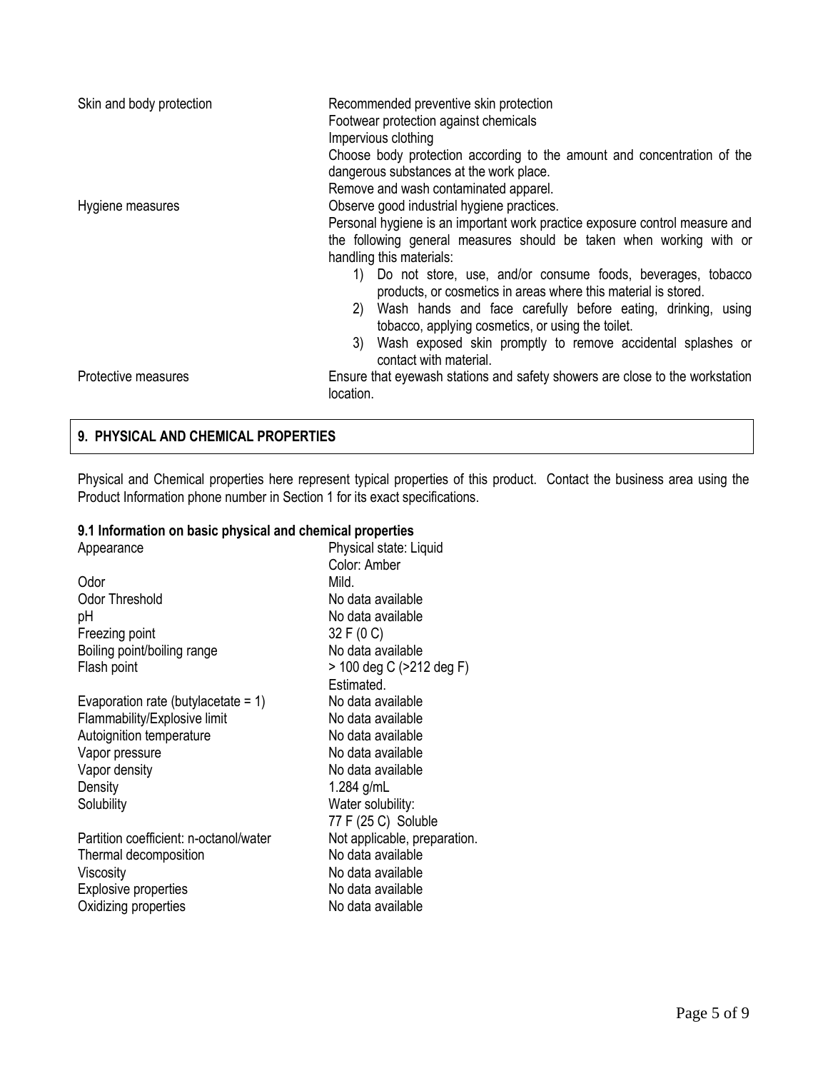| | |
|---|---|
| Skin and body protection | Recommended preventive skin protection<br>Footwear protection against chemicals<br>Impervious clothing<br>Choose body protection according to the amount and concentration of the dangerous substances at the work place.<br>Remove and wash contaminated apparel. |
| Hygiene measures | Observe good industrial hygiene practices.<br>Personal hygiene is an important work practice exposure control measure and the following general measures should be taken when working with or handling this materials:<br>1) Do not store, use, and/or consume foods, beverages, tobacco products, or cosmetics in areas where this material is stored.<br>2) Wash hands and face carefully before eating, drinking, using tobacco, applying cosmetics, or using the toilet.<br>3) Wash exposed skin promptly to remove accidental splashes or contact with material. |
| Protective measures | Ensure that eyewash stations and safety showers are close to the workstation location. |

## 9. PHYSICAL AND CHEMICAL PROPERTIES

Physical and Chemical properties here represent typical properties of this product. Contact the business area using the Product Information phone number in Section 1 for its exact specifications.

### 9.1 Information on basic physical and chemical properties

| | |
|---|---|
| Appearance | Physical state: Liquid<br>Color: Amber |
| Odor | Mild. |
| Odor Threshold | No data available |
| pH | No data available |
| Freezing point | 32 F (0 C) |
| Boiling point/boiling range | No data available |
| Flash point | > 100 deg C (>212 deg F)<br>Estimated. |
| Evaporation rate (butylacetate = 1) | No data available |
| Flammability/Explosive limit | No data available |
| Autoignition temperature | No data available |
| Vapor pressure | No data available |
| Vapor density | No data available |
| Density | 1.284 g/mL |
| Solubility | Water solubility:<br>77 F (25 C) Soluble |
| Partition coefficient: n-octanol/water | Not applicable, preparation. |
| Thermal decomposition | No data available |
| Viscosity | No data available |
| Explosive properties | No data available |
| Oxidizing properties | No data available |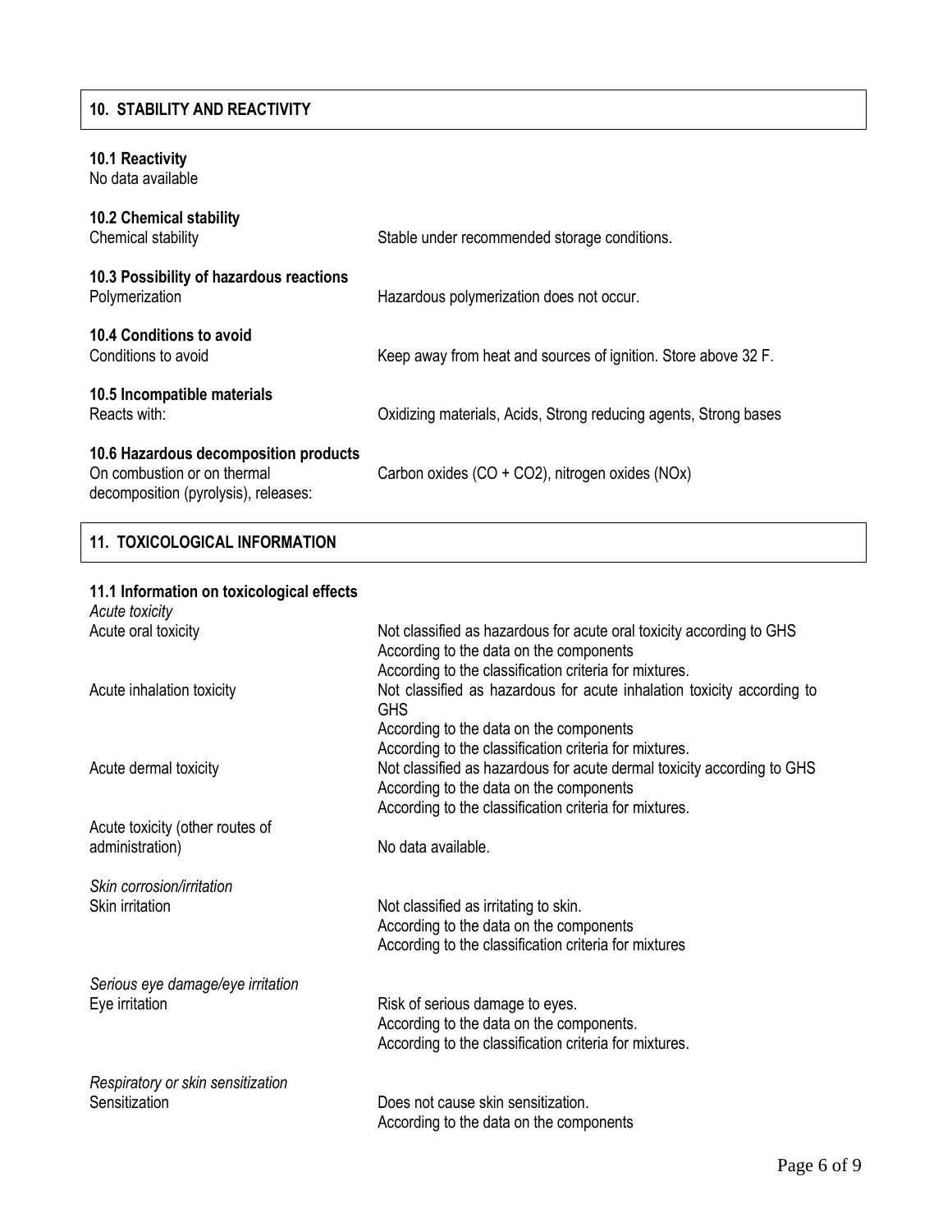## 10. STABILITY AND REACTIVITY

### 10.1 Reactivity

No data available

### 10.2 Chemical stability

| | |
|---|---|
| Chemical stability | Stable under recommended storage conditions. |

### 10.3 Possibility of hazardous reactions

| | |
|---|---|
| Polymerization | Hazardous polymerization does not occur. |

### 10.4 Conditions to avoid

| | |
|---|---|
| Conditions to avoid | Keep away from heat and sources of ignition. Store above 32 F. |

### 10.5 Incompatible materials

| | |
|---|---|
| Reacts with: | Oxidizing materials, Acids, Strong reducing agents, Strong bases |

### 10.6 Hazardous decomposition products

| | |
|---|---|
| On combustion or on thermal decomposition (pyrolysis), releases: | Carbon oxides ($CO + CO_2$), nitrogen oxides ($NO_x$) |

## 11. TOXICOLOGICAL INFORMATION

### 11.1 Information on toxicological effects

*Acute toxicity*

| | |
|---|---|
| Acute oral toxicity | Not classified as hazardous for acute oral toxicity according to GHS<br>According to the data on the components<br>According to the classification criteria for mixtures. |
| Acute inhalation toxicity | Not classified as hazardous for acute inhalation toxicity according to GHS<br>According to the data on the components<br>According to the classification criteria for mixtures. |
| Acute dermal toxicity | Not classified as hazardous for acute dermal toxicity according to GHS<br>According to the data on the components<br>According to the classification criteria for mixtures. |
| Acute toxicity (other routes of administration) | No data available. |

*Skin corrosion/irritation*

| | |
|---|---|
| Skin irritation | Not classified as irritating to skin.<br>According to the data on the components<br>According to the classification criteria for mixtures |

*Serious eye damage/eye irritation*

| | |
|---|---|
| Eye irritation | Risk of serious damage to eyes.<br>According to the data on the components.<br>According to the classification criteria for mixtures. |

*Respiratory or skin sensitization*

| | |
|---|---|
| Sensitization | Does not cause skin sensitization.<br>According to the data on the components |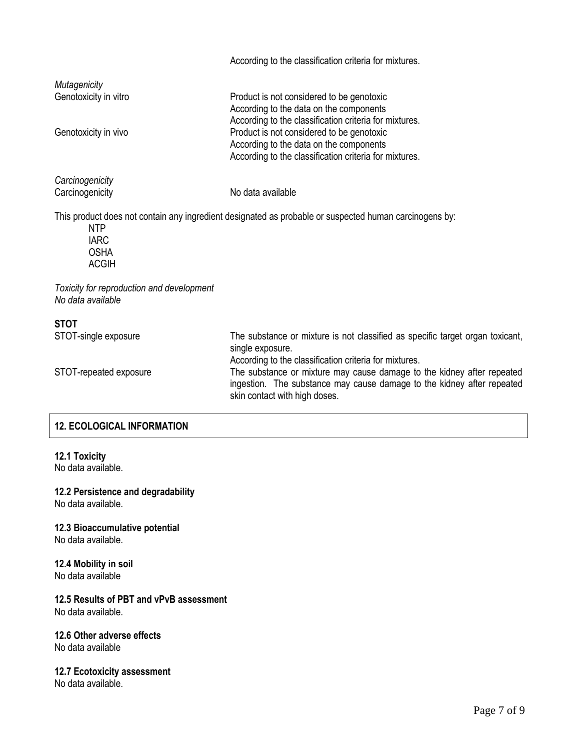According to the classification criteria for mixtures.

*Mutagenicity*

| | |
|---|---|
| Genotoxicity in vitro | Product is not considered to be genotoxic<br>According to the data on the components<br>According to the classification criteria for mixtures. |
| Genotoxicity in vivo | Product is not considered to be genotoxic<br>According to the data on the components<br>According to the classification criteria for mixtures. |

*Carcinogenicity*

| | |
|---|---|
| Carcinogenicity | No data available |

This product does not contain any ingredient designated as probable or suspected human carcinogens by:

- NTP
- IARC
- OSHA
- ACGIH

*Toxicity for reproduction and development*
*No data available*

**STOT**

| | |
|---|---|
| STOT-single exposure | The substance or mixture is not classified as specific target organ toxicant, single exposure.<br>According to the classification criteria for mixtures. |
| STOT-repeated exposure | The substance or mixture may cause damage to the kidney after repeated ingestion. The substance may cause damage to the kidney after repeated skin contact with high doses. |

## 12. ECOLOGICAL INFORMATION

**12.1 Toxicity**
No data available.

**12.2 Persistence and degradability**
No data available.

**12.3 Bioaccumulative potential**
No data available.

**12.4 Mobility in soil**
No data available

**12.5 Results of PBT and vPvB assessment**
No data available.

**12.6 Other adverse effects**
No data available

**12.7 Ecotoxicity assessment**
No data available.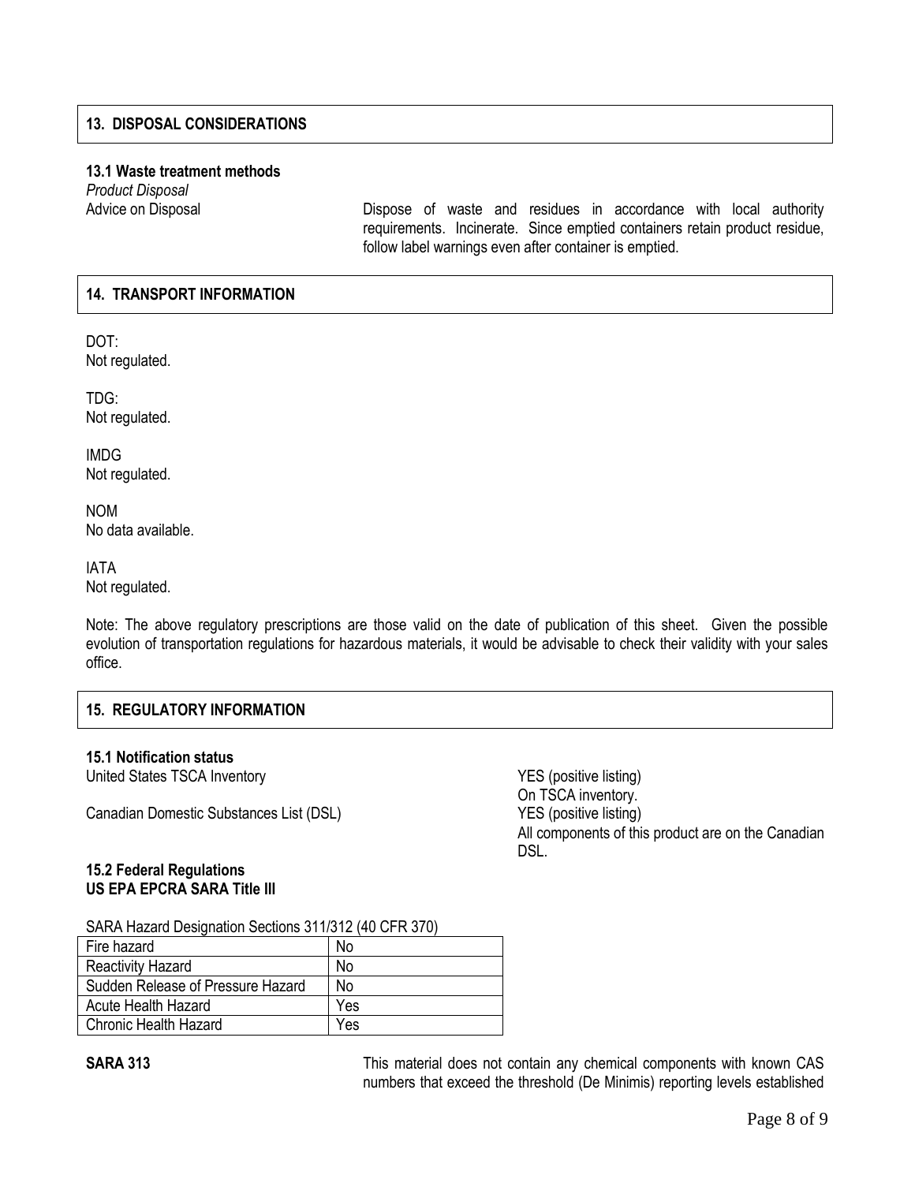## 13. DISPOSAL CONSIDERATIONS

**13.1 Waste treatment methods**

*Product Disposal*

Advice on Disposal — Dispose of waste and residues in accordance with local authority requirements. Incinerate. Since emptied containers retain product residue, follow label warnings even after container is emptied.

## 14. TRANSPORT INFORMATION

DOT:
Not regulated.

TDG:
Not regulated.

IMDG
Not regulated.

NOM
No data available.

IATA
Not regulated.

Note: The above regulatory prescriptions are those valid on the date of publication of this sheet. Given the possible evolution of transportation regulations for hazardous materials, it would be advisable to check their validity with your sales office.

## 15. REGULATORY INFORMATION

**15.1 Notification status**

United States TSCA Inventory — YES (positive listing)
On TSCA inventory.

Canadian Domestic Substances List (DSL) — YES (positive listing)
All components of this product are on the Canadian DSL.

**15.2 Federal Regulations**

**US EPA EPCRA SARA Title III**

SARA Hazard Designation Sections 311/312 (40 CFR 370)

| Fire hazard | No |
|---|---|
| Reactivity Hazard | No |
| Sudden Release of Pressure Hazard | No |
| Acute Health Hazard | Yes |
| Chronic Health Hazard | Yes |

**SARA 313** — This material does not contain any chemical components with known CAS numbers that exceed the threshold (De Minimis) reporting levels established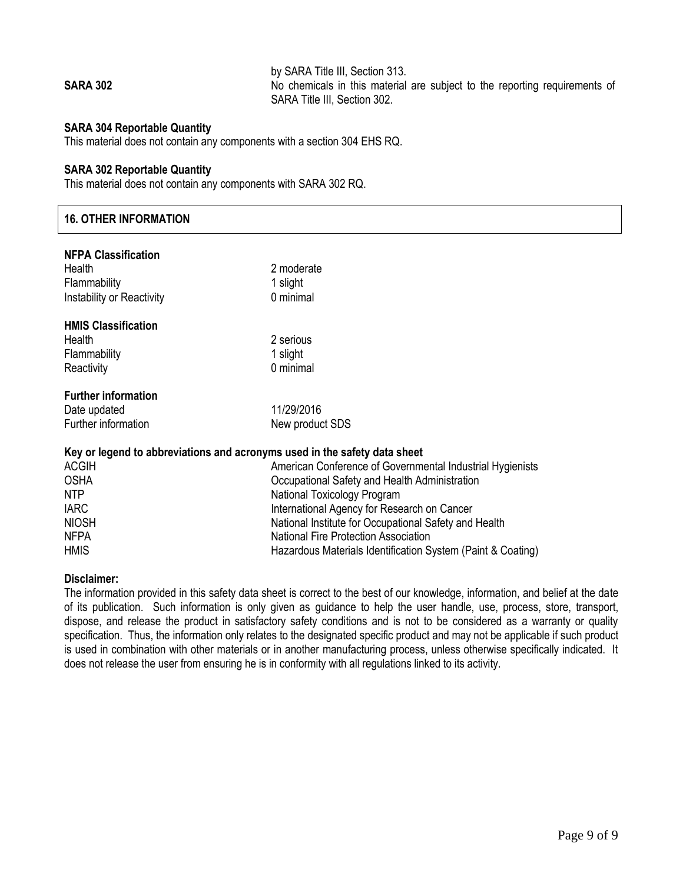by SARA Title III, Section 313.

| | |
|---|---|
| **SARA 302** | No chemicals in this material are subject to the reporting requirements of SARA Title III, Section 302. |

**SARA 304 Reportable Quantity**

This material does not contain any components with a section 304 EHS RQ.

**SARA 302 Reportable Quantity**

This material does not contain any components with SARA 302 RQ.

## 16. OTHER INFORMATION

**NFPA Classification**

| | |
|---|---|
| Health | 2 moderate |
| Flammability | 1 slight |
| Instability or Reactivity | 0 minimal |

**HMIS Classification**

| | |
|---|---|
| Health | 2 serious |
| Flammability | 1 slight |
| Reactivity | 0 minimal |

**Further information**

| | |
|---|---|
| Date updated | 11/29/2016 |
| Further information | New product SDS |

**Key or legend to abbreviations and acronyms used in the safety data sheet**

| | |
|---|---|
| ACGIH | American Conference of Governmental Industrial Hygienists |
| OSHA | Occupational Safety and Health Administration |
| NTP | National Toxicology Program |
| IARC | International Agency for Research on Cancer |
| NIOSH | National Institute for Occupational Safety and Health |
| NFPA | National Fire Protection Association |
| HMIS | Hazardous Materials Identification System (Paint & Coating) |

**Disclaimer:**

The information provided in this safety data sheet is correct to the best of our knowledge, information, and belief at the date of its publication. Such information is only given as guidance to help the user handle, use, process, store, transport, dispose, and release the product in satisfactory safety conditions and is not to be considered as a warranty or quality specification. Thus, the information only relates to the designated specific product and may not be applicable if such product is used in combination with other materials or in another manufacturing process, unless otherwise specifically indicated. It does not release the user from ensuring he is in conformity with all regulations linked to its activity.